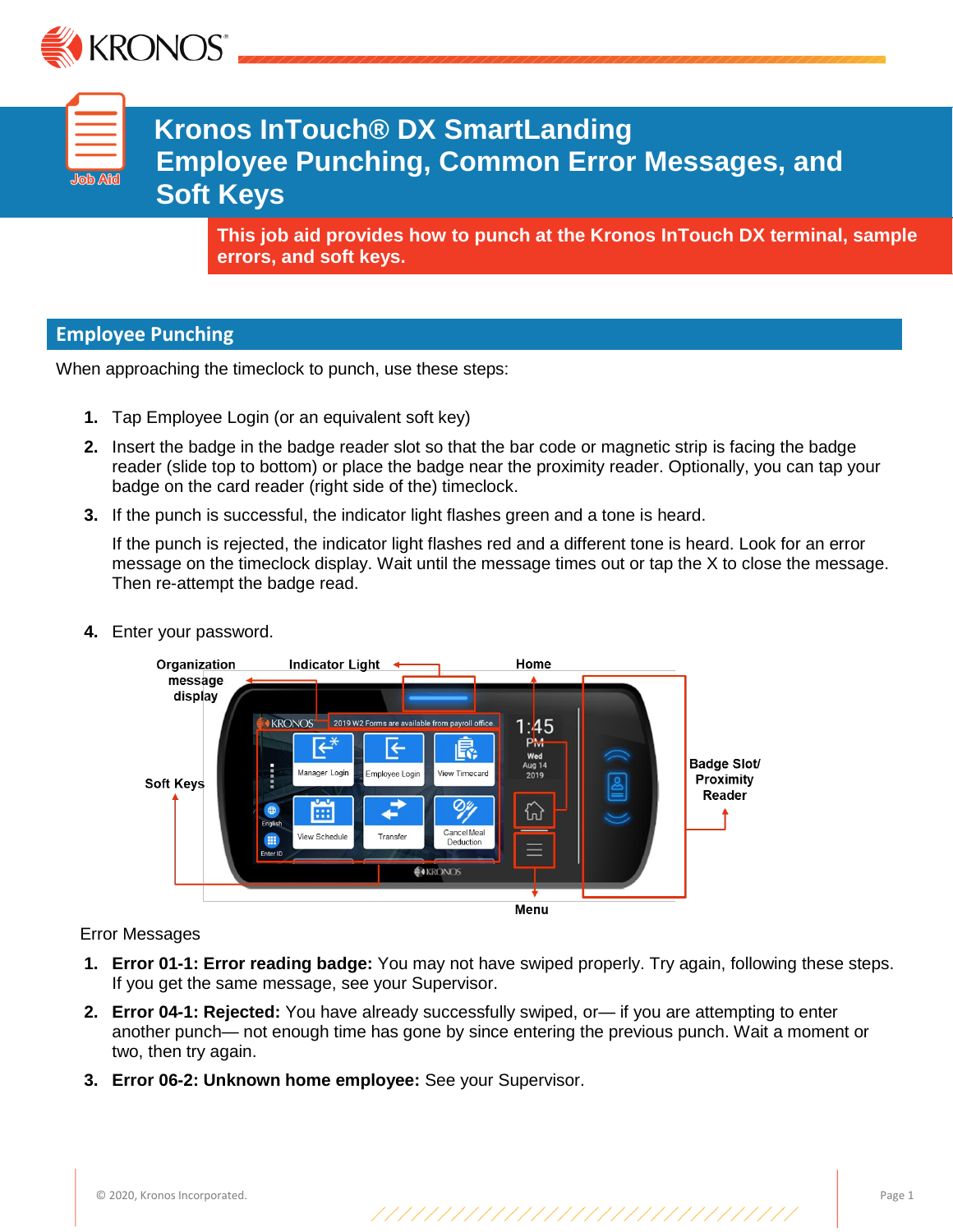# Kronos InTouch® DX SmartLanding Employee Punching, Common Error Messages, and Soft Keys

**This job aid provides how to punch at the Kronos InTouch DX terminal, sample errors, and soft keys.**

## Employee Punching

When approaching the timeclock to punch, use these steps:

1. Tap Employee Login (or an equivalent soft key)
2. Insert the badge in the badge reader slot so that the bar code or magnetic strip is facing the badge reader (slide top to bottom) or place the badge near the proximity reader. Optionally, you can tap your badge on the card reader (right side of the) timeclock.
3. If the punch is successful, the indicator light flashes green and a tone is heard.

   If the punch is rejected, the indicator light flashes red and a different tone is heard. Look for an error message on the timeclock display. Wait until the message times out or tap the X to close the message. Then re-attempt the badge read.

4. Enter your password.

Error Messages

1. **Error 01-1: Error reading badge:** You may not have swiped properly. Try again, following these steps. If you get the same message, see your Supervisor.
2. **Error 04-1: Rejected:** You have already successfully swiped, or— if you are attempting to enter another punch— not enough time has gone by since entering the previous punch. Wait a moment or two, then try again.
3. **Error 06-2: Unknown home employee:** See your Supervisor.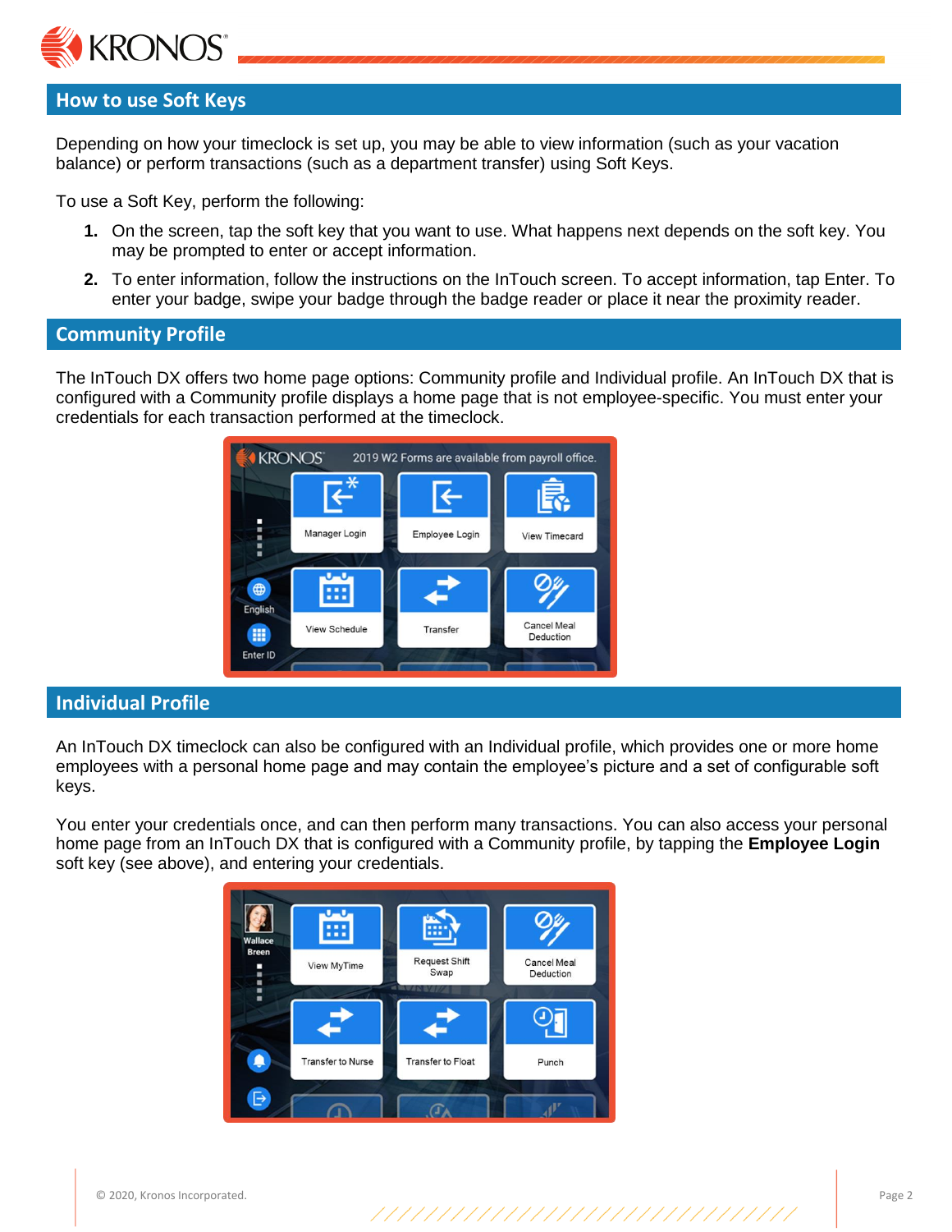## How to use Soft Keys

Depending on how your timeclock is set up, you may be able to view information (such as your vacation balance) or perform transactions (such as a department transfer) using Soft Keys.

To use a Soft Key, perform the following:

1. On the screen, tap the soft key that you want to use. What happens next depends on the soft key. You may be prompted to enter or accept information.
2. To enter information, follow the instructions on the InTouch screen. To accept information, tap Enter. To enter your badge, swipe your badge through the badge reader or place it near the proximity reader.

## Community Profile

The InTouch DX offers two home page options: Community profile and Individual profile. An InTouch DX that is configured with a Community profile displays a home page that is not employee-specific. You must enter your credentials for each transaction performed at the timeclock.

## Individual Profile

An InTouch DX timeclock can also be configured with an Individual profile, which provides one or more home employees with a personal home page and may contain the employee's picture and a set of configurable soft keys.

You enter your credentials once, and can then perform many transactions. You can also access your personal home page from an InTouch DX that is configured with a Community profile, by tapping the **Employee Login** soft key (see above), and entering your credentials.

© 2020, Kronos Incorporated.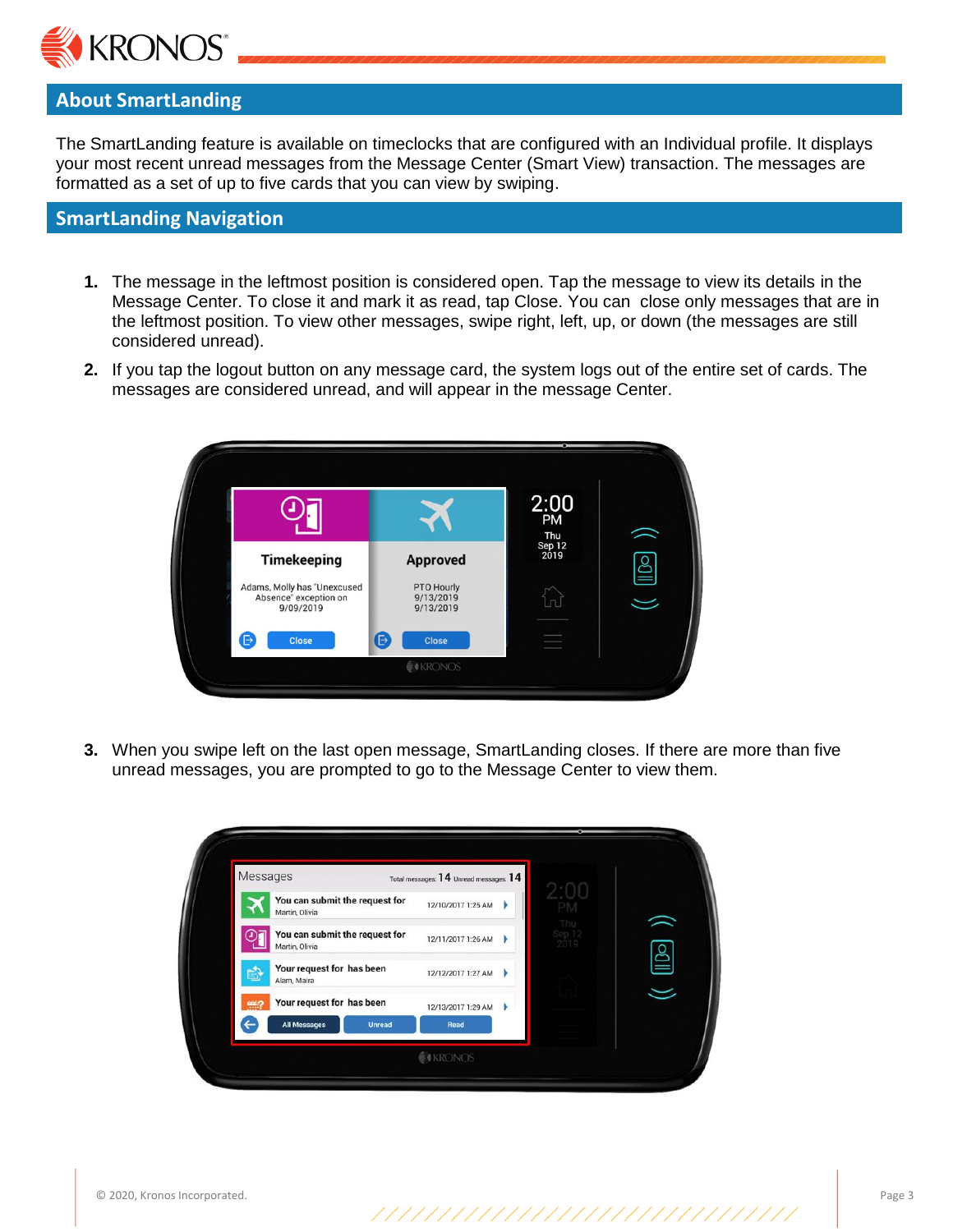## About SmartLanding

The SmartLanding feature is available on timeclocks that are configured with an Individual profile. It displays your most recent unread messages from the Message Center (Smart View) transaction. The messages are formatted as a set of up to five cards that you can view by swiping.

## SmartLanding Navigation

1. The message in the leftmost position is considered open. Tap the message to view its details in the Message Center. To close it and mark it as read, tap Close. You can close only messages that are in the leftmost position. To view other messages, swipe right, left, up, or down (the messages are still considered unread).
2. If you tap the logout button on any message card, the system logs out of the entire set of cards. The messages are considered unread, and will appear in the message Center.
3. When you swipe left on the last open message, SmartLanding closes. If there are more than five unread messages, you are prompted to go to the Message Center to view them.

© 2020, Kronos Incorporated.